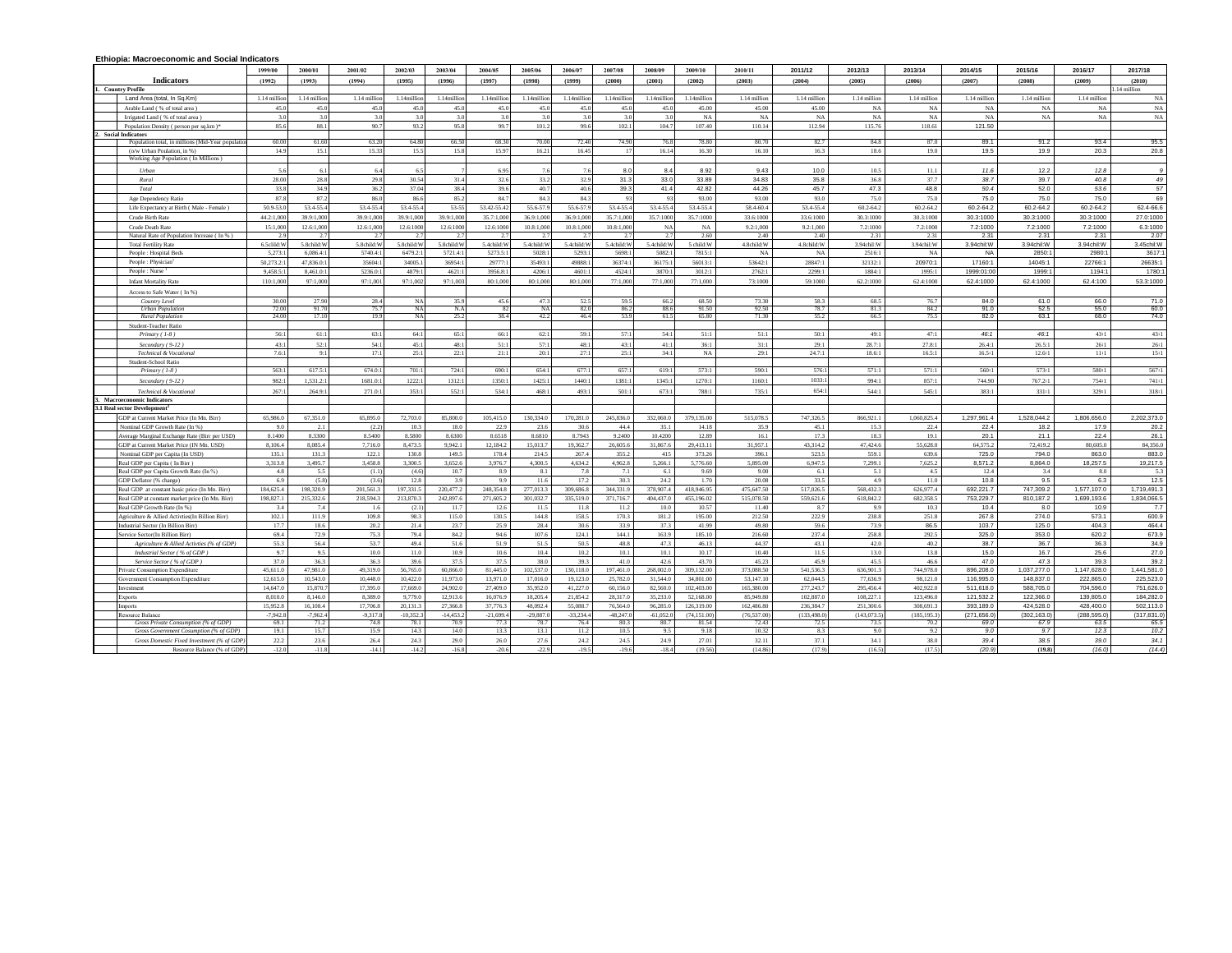# Ethiopia: Macroeconomic and Social Indicators

| Indicators | 1999/00 | 2000/01 | 2001/02 | 2002/03 | 2003/04 | 2004/05 | 2005/06 | 2006/07 | 2007/08 | 2008/09 | 2009/10 | 2010/11 | 2011/12 | 2012/13 | 2013/14 | 2014/15 | 2015/16 | 2016/17 | 2017/18 |
|---|---|---|---|---|---|---|---|---|---|---|---|---|---|---|---|---|---|---|---|
| | (1992) | (1993) | (1994) | (1995) | (1996) | (1997) | (1998) | (1999) | (2000) | (2001) | (2002) | (2003) | (2004) | (2005) | (2006) | (2007) | (2008) | (2009) | (2010) |
| **1. Country Profile** | | | | | | | | | | | | | | | | | | | 1.14 million |
| Land Area (total, In Sq.Km) | 1.14 million | 1.14 million | 1.14 million | 1.14million | 1.14million | 1.14million | 1.14million | 1.14million | 1.14million | 1.14million | 1.14million | 1.14 million | 1.14 million | 1.14 million | 1.14 million | 1.14 million | 1.14 million | 1.14 million | NA |
| Arable Land ( % of total area ) | 45.0 | 45.0 | 45.0 | 45.0 | 45.0 | 45.0 | 45.0 | 45.0 | 45.0 | 45.0 | 45.00 | 45.00 | 45.00 | NA | NA | NA | NA | NA | NA |
| Irrigated Land ( % of total area ) | 3.0 | 3.0 | 3.0 | 3.0 | 3.0 | 3.0 | 3.0 | 3.0 | 3.0 | 3.0 | NA | NA | NA | NA | NA | NA | NA | NA | NA |
| Population Density ( person per sq.km )* | 85.6 | 88.1 | 90.7 | 93.2 | 95.8 | 99.7 | 101.2 | 99.6 | 102.1 | 104.7 | 107.40 | 110.14 | 112.94 | 115.76 | 118.61 | 121.50 | | | |
| **2. Social Indicators** | | | | | | | | | | | | | | | | | | | |
| Population total, in millions (Mid-Year population) | 60.00 | 61.60 | 63.20 | 64.80 | 66.50 | 68.30 | 70.00 | 72.40 | 74.90 | 76.8 | 78.80 | 80.70 | 82.7 | 84.8 | 87.0 | 89.1 | 91.2 | 93.4 | 95.5 |
| (o/w Urban Poulation, in %) | 14.9 | 15.1 | 15.33 | 15.5 | 15.8 | 15.97 | 16.21 | 16.45 | 17 | 16.14 | 16.30 | 16.10 | 16.3 | 18.6 | 19.0 | 19.5 | 19.9 | 20.3 | 20.8 |
| Working Age Population ( In Millions ) | | | | | | | | | | | | | | | | | | | |
| *Urban* | 5.6 | 6.1 | 6.4 | 6.5 | 7 | 6.95 | 7.6 | 7.6 | 8.0 | 8.4 | 8.92 | 9.43 | 10.0 | 10.5 | 11.1 | 11.6 | 12.2 | 12.8 | 9 |
| *Rural* | 28.00 | 28.8 | 29.8 | 30.54 | 31.4 | 32.6 | 33.2 | 32.9 | 31.3 | 33.0 | 33.89 | 34.83 | 35.8 | 36.8 | 37.7 | 38.7 | 39.7 | 40.8 | 49 |
| *Total* | 33.8 | 34.9 | 36.2 | 37.04 | 38.4 | 39.6 | 40.7 | 40.6 | 39.3 | 41.4 | 42.82 | 44.26 | 45.7 | 47.3 | 48.8 | 50.4 | 52.0 | 53.6 | 57 |
| Age Dependency Ratio | 87.8 | 87.2 | 86.0 | 86.6 | 85.2 | 84.7 | 84.3 | 84.3 | 93 | 93 | 93.00 | 93.00 | 93.0 | 75.0 | 75.0 | 75.0 | 75.0 | 75.0 | 69 |
| Life Expectancy at Birth ( Male - Female ) | 50.9-53.0 | 53.4-55.4 | 53.4-55.4 | 53.4-55.4 | 53-55 | 53.42-55.42 | 55.6-57.9 | 55.6-57.9 | 53.4-55.4 | 53.4-55.4 | 53.4-55.4 | 58.4-60.4 | 53.4-55.4 | 60.2-64.2 | 60.2-64.2 | 60.2-64.2 | 60.2-64.2 | 60.2-64.2 | 62.4-66.6 |
| Crude Birth Rate | 44.2:1,000 | 39.9:1,000 | 39.9:1,000 | 39.9:1,000 | 39.9:1,000 | 35.7:1,000 | 36.9:1,000 | 36.9:1,000 | 35.7:1,000 | 35.7:1000 | 35.7:1000 | 33.6:1000 | 33.6:1000 | 30.3:1000 | 30.3:1000 | 30.3:1000 | 30.3:1000 | 30.3:1000 | 27.0:1000 |
| Crude Death Rate | 15:1,000 | 12.6:1,000 | 12.6:1,000 | 12.6:1000 | 12.6:1000 | 12.6:1000 | 10.8:1,000 | 10.8:1,000 | 10.8:1,000 | NA | NA | 9.2:1,000 | 9.2:1,000 | 7.2:1000 | 7.2:1000 | 7.2:1000 | 7.2:1000 | 7.2:1000 | 6.3:1000 |
| Natural Rate of Population Increase ( In % ) | 2.9 | 2.7 | 2.7 | 2.7 | 2.7 | 2.7 | 2.7 | 2.7 | 2.7 | 2.7 | 2.60 | 2.40 | 2.40 | 2.31 | 2.31 | 2.31 | 2.31 | 2.31 | 2.07 |
| Total Fertility Rate | 6.5child:W | 5.8child:W | 5.8child:W | 5.8child:W | 5.8child:W | 5.4child:W | 5.4child:W | 5.4child:W | 5.4child:W | 5.4child:W | 5 child:W | 4.8child:W | 4.8child:W | 3.94chil:W | 3.94chil:W | 3.94chil:W | 3.94chil:W | 3.94chil:W | 3.45chil:W |
| People : Hospital Beds | 5,273:1 | 6,086.4:1 | 5740.4:1 | 6479.2:1 | 5721.4:1 | 5273.5:1 | 5028:1 | 5293:1 | 5698:1 | 5082:1 | 7815:1 | NA | NA | 2516:1 | NA | NA | 2850:1 | 2980:1 | 3617:1 |
| People : Physician[1] | 50,273.2:1 | 47,836.0:1 | 35604:1 | 34005:1 | 36954:1 | 29777:1 | 35493:1 | 49888:1 | 36374:1 | 36175:1 | 56013:1 | 53642:1 | 28847:1 | 32132:1 | 20970:1 | 17160:1 | 14045:1 | 22766:1 | 26635:1 |
| People : Nurse[1] | 9,458.5:1 | 8,461.0:1 | 5236.0:1 | 4879:1 | 4621:1 | 3956.8:1 | 4206:1 | 4601:1 | 4524:1 | 3870:1 | 3012:1 | 2762:1 | 2299:1 | 1884:1 | 1995:1 | 1999:01:00 | 1999:1 | 1194:1 | 1780:1 |
| Infant Mortality Rate | 110:1,000 | 97:1,000 | 97:1,001 | 97:1,002 | 97:1,003 | 80:1,000 | 80:1,000 | 80:1,000 | 77:1,000 | 77:1,000 | 77:1,000 | 73:1000 | 59:1000 | 62.2:1000 | 62.4:1000 | 62.4:1000 | 62.4:1000 | 62.4:100 | 53.3:1000 |
| Access to Safe Water ( In %) | | | | | | | | | | | | | | | | | | | |
| *Country Level* | 30.00 | 27.90 | 28.4 | NA | 35.9 | 45.6 | 47.3 | 52.5 | 59.5 | 66.2 | 68.50 | 73.30 | 58.3 | 68.5 | 76.7 | 84.0 | 61.0 | 66.0 | 71.0 |
| *Urban Population* | 72.00 | 91.70 | 75.7 | NA | N.A | 82 | NA | 82.0 | 86.2 | 88.6 | 91.50 | 92.50 | 78.7 | 81.3 | 84.2 | 91.0 | 52.5 | 55.0 | 60.0 |
| *Rural Population* | 24.00 | 17.10 | 19.9 | NA | 25.2 | 38.4 | 42.2 | 46.4 | 53.9 | 61.5 | 65.80 | 71.30 | 55.2 | 66.5 | 75.5 | 82.0 | 63.1 | 68.0 | 74.0 |
| Student-Teacher Ratio | | | | | | | | | | | | | | | | | | | |
| *Primary ( 1-8 )* | 56:1 | 61:1 | 63:1 | 64:1 | 65:1 | 66:1 | 62:1 | 59:1 | 57:1 | 54:1 | 51:1 | 51:1 | 50:1 | 49:1 | 47:1 | 46:1 | 46:1 | 43:1 | 43:1 |
| *Secondary ( 9-12 )* | 43:1 | 52:1 | 54:1 | 45:1 | 48:1 | 51:1 | 57:1 | 48:1 | 43:1 | 41:1 | 36:1 | 31:1 | 29:1 | 28.7:1 | 27.8:1 | 26.4:1 | 26.5:1 | 26:1 | 26:1 |
| *Technical & Vocational* | 7.6:1 | 9:1 | 17:1 | 25:1 | 22:1 | 21:1 | 20:1 | 27:1 | 25:1 | 34:1 | NA | 29:1 | 24.7:1 | 18.6:1 | 16.5:1 | 16.5:1 | 12.6:1 | 11:1 | 15:1 |
| Student-School Ratio | | | | | | | | | | | | | | | | | | | |
| *Primary ( 1-8 )* | 563:1 | 617.5:1 | 674.0:1 | 701:1 | 724:1 | 690:1 | 654:1 | 677:1 | 657:1 | 619:1 | 573:1 | 590:1 | 576:1 | 571:1 | 571:1 | 560:1 | 573:1 | 580:1 | 567:1 |
| *Secondary ( 9-12 )* | 982:1 | 1,531.2:1 | 1681.0:1 | 1222:1 | 1312:1 | 1350:1 | 1425:1 | 1440:1 | 1381:1 | 1345:1 | 1270:1 | 1160:1 | 1033:1 | 994:1 | 857:1 | 744.90 | 767.2:1 | 754:1 | 741:1 |
| *Technical & Vocational* | 267:1 | 264.9:1 | 271.0:1 | 353:1 | 552:1 | 534:1 | 468:1 | 493:1 | 501:1 | 673:1 | 788:1 | 735:1 | 654:1 | 544:1 | 545:1 | 383:1 | 331:1 | 329:1 | 318:1 |
| **3. Macroeconomic Indicators** | | | | | | | | | | | | | | | | | | | |
| **3.1 Real sector Development[2]** | | | | | | | | | | | | | | | | | | | |
| GDP at Current Market Price (In Mn. Birr) | 65,986.0 | 67,351.0 | 65,895.0 | 72,703.0 | 85,800.0 | 105,415.0 | 130,334.0 | 170,281.0 | 245,836.0 | 332,060.0 | 379,135.00 | 515,078.5 | 747,326.5 | 866,921.1 | 1,060,825.4 | 1,297,961.4 | 1,528,044.2 | 1,806,656.0 | 2,202,373.0 |
| Nominal GDP Growth Rate (In %) | 9.0 | 2.1 | (2.2) | 10.3 | 18.0 | 22.9 | 23.6 | 30.6 | 44.4 | 35.1 | 14.18 | 35.9 | 45.1 | 15.3 | 22.4 | 22.4 | 18.2 | 17.9 | 20.2 |
| Average Marginal Exchange Rate (Birr per USD) | 8.1400 | 8.3300 | 8.5400 | 8.5800 | 8.6300 | 8.6518 | 8.6810 | 8.7943 | 9.2400 | 10.4200 | 12.89 | 16.1 | 17.3 | 18.3 | 19.1 | 20.1 | 21.1 | 22.4 | 26.1 |
| GDP at Current Market Price (IN Mn. USD) | 8,106.4 | 8,085.4 | 7,716.0 | 8,473.5 | 9,942.1 | 12,184.2 | 15,013.7 | 19,362.7 | 26,605.6 | 31,867.6 | 29,413.11 | 31,957.1 | 43,314.2 | 47,424.6 | 55,628.0 | 64,575.2 | 72,419.2 | 80,605.0 | 84,356.0 |
| Nominal GDP per Capita (In USD) | 135.1 | 131.3 | 122.1 | 130.8 | 149.5 | 178.4 | 214.5 | 267.4 | 355.2 | 415 | 373.26 | 396.1 | 523.5 | 559.1 | 639.6 | 725.0 | 794.0 | 863.0 | 883.0 |
| Real GDP per Capita ( In Birr ) | 3,313.8 | 3,495.7 | 3,458.8 | 3,300.5 | 3,652.6 | 3,976.7 | 4,300.5 | 4,634.2 | 4,962.8 | 5,266.1 | 5,776.60 | 5,895.00 | 6,947.5 | 7,299.1 | 7,625.2 | 8,571.2 | 8,864.0 | 18,257.5 | 19,217.5 |
| Real GDP per Capita Growth Rate (In %) | 4.8 | 5.5 | (1.1) | (4.6) | 10.7 | 8.9 | 8.1 | 7.8 | 7.1 | 6.1 | 9.69 | 9.00 | 6.1 | 5.1 | 4.5 | 12.4 | 3.4 | 8.0 | 5.3 |
| GDP Deflator (% change) | 6.9 | (5.8) | (3.6) | 12.8 | 3.9 | 9.9 | 11.6 | 17.2 | 30.3 | 24.2 | 1.70 | 20.08 | 33.5 | 4.9 | 11.0 | 10.8 | 9.5 | 6.3 | 12.5 |
| Real GDP at constant basic price (In Mn. Birr) | 184,625.4 | 198,320.9 | 201,561.3 | 197,331.5 | 220,477.2 | 248,354.8 | 277,013.3 | 309,686.8 | 344,331.9 | 378,907.4 | 418,946.95 | 475,647.50 | 517,026.5 | 568,432.3 | 626,977.4 | 692,221.7 | 747,309.2 | 1,577,107.0 | 1,719,491.3 |
| Real GDP at constant market price (In Mn. Birr) | 198,827.1 | 215,332.6 | 218,594.3 | 213,870.3 | 242,897.6 | 271,605.2 | 301,032.7 | 335,519.0 | 371,716.7 | 404,437.0 | 455,196.02 | 515,078.50 | 559,621.6 | 618,842.2 | 682,358.5 | 753,229.7 | 810,187.2 | 1,699,193.6 | 1,834,066.5 |
| Real GDP Growth Rate (In %) | 3.4 | 7.4 | 1.6 | (2.1) | 11.7 | 12.6 | 11.5 | 11.8 | 11.2 | 10.0 | 10.57 | 11.40 | 8.7 | 9.9 | 10.3 | 10.4 | 8.0 | 10.9 | 7.7 |
| Agriculture & Allied Activities(In Billion Birr) | 102.1 | 111.9 | 109.8 | 98.3 | 115.0 | 130.5 | 144.8 | 158.5 | 170.3 | 181.2 | 195.00 | 212.50 | 222.9 | 238.8 | 251.8 | 267.8 | 274.0 | 573.1 | 600.9 |
| Industrial Sector (In Billion Birr) | 17.7 | 18.6 | 20.2 | 21.4 | 23.7 | 25.9 | 28.4 | 30.6 | 33.9 | 37.3 | 41.99 | 49.80 | 59.6 | 73.9 | 86.5 | 103.7 | 125.0 | 404.3 | 464.4 |
| Service Sector(In Billion Birr) | 69.4 | 72.9 | 75.3 | 79.4 | 84.2 | 94.6 | 107.6 | 124.1 | 144.1 | 163.9 | 185.10 | 216.60 | 237.4 | 258.8 | 292.5 | 325.0 | 353.0 | 620.2 | 673.9 |
| *Agriculture & Allied Activities (% of GDP)* | 55.3 | 56.4 | 53.7 | 49.4 | 51.6 | 51.9 | 51.5 | 50.5 | 48.8 | 47.3 | 46.13 | 44.37 | 43.1 | 42.0 | 40.2 | 38.7 | 36.7 | 36.3 | 34.9 |
| *Industrial Sector ( % of GDP )* | 9.7 | 9.5 | 10.0 | 11.0 | 10.9 | 10.6 | 10.4 | 10.2 | 10.1 | 10.1 | 10.17 | 10.40 | 11.5 | 13.0 | 13.8 | 15.0 | 16.7 | 25.6 | 27.0 |
| *Service Sector ( % of GDP )* | 37.0 | 36.3 | 36.3 | 39.6 | 37.5 | 37.5 | 38.0 | 39.3 | 41.0 | 42.6 | 43.70 | 45.23 | 45.9 | 45.5 | 46.6 | 47.0 | 47.3 | 39.3 | 39.2 |
| Private Consumption Expenditure | 45,611.0 | 47,981.0 | 49,319.0 | 56,765.0 | 60,866.0 | 81,445.0 | 102,537.0 | 130,118.0 | 197,461.0 | 268,002.0 | 309,132.00 | 373,088.50 | 541,536.3 | 636,901.3 | 744,978.0 | 896,208.0 | 1,037,277.0 | 1,147,628.0 | 1,441,581.0 |
| Government Consumption Expenditure | 12,615.0 | 10,543.0 | 10,448.0 | 10,422.0 | 11,973.0 | 13,971.0 | 17,016.0 | 19,123.0 | 25,782.0 | 31,544.0 | 34,801.00 | 53,147.10 | 62,044.5 | 77,636.9 | 98,121.0 | 116,995.0 | 148,837.0 | 222,865.0 | 225,523.0 |
| Investment | 14,647.0 | 15,870.7 | 17,395.0 | 17,668.0 | 24,902.0 | 27,409.0 | 35,952.0 | 41,227.0 | 60,156.0 | 82,560.0 | 102,403.00 | 165,380.00 | 277,243.7 | 295,456.4 | 402,922.0 | 511,618.0 | 588,705.0 | 704,596.0 | 751,626.0 |
| Exports | 8,010.0 | 8,146.0 | 8,389.0 | 9,779.0 | 12,913.6 | 16,076.9 | 18,205.4 | 21,854.2 | 28,317.0 | 35,233.0 | 52,168.00 | 85,949.80 | 102,887.0 | 108,227.1 | 123,496.0 | 121,532.2 | 122,366.0 | 139,805.0 | 184,282.0 |
| Imports | 15,952.8 | 16,108.4 | 17,706.8 | 20,131.3 | 27,366.8 | 37,776.3 | 48,092.4 | 55,088.7 | 76,564.0 | 96,285.0 | 126,319.00 | 162,486.80 | 236,384.7 | 251,300.6 | 308,691.3 | 393,189.0 | 424,528.0 | 428,400.0 | 502,113.0 |
| Resource Balance | -7,942.8 | -7,962.4 | -9,317.8 | -10,352.3 | -14,453.2 | -21,699.4 | -29,887.0 | -33,234.4 | -48,247.0 | -61,052.0 | (74,151.00) | (76,537.00) | (133,498.0) | (143,073.5) | (185,195.3) | (271,656.0) | (302,163.0) | (288,595.0) | (317,831.0) |
| *Gross Private Consumption (% of GDP)* | 69.1 | 71.2 | 74.8 | 78.1 | 70.9 | 77.3 | 78.7 | 76.4 | 80.3 | 80.7 | 81.54 | 72.43 | 72.5 | 73.5 | 70.2 | 69.0 | 67.9 | 63.5 | 65.5 |
| *Gross Government Consumption (% of GDP)* | 19.1 | 15.7 | 15.9 | 14.3 | 14.0 | 13.3 | 13.1 | 11.2 | 10.5 | 9.5 | 9.18 | 10.32 | 8.3 | 9.0 | 9.2 | 9.0 | 9.7 | 12.3 | 10.2 |
| *Gross Domestic Fixed Investment (% of GDP)* | 22.2 | 23.6 | 26.4 | 24.3 | 29.0 | 26.0 | 27.6 | 24.2 | 24.5 | 24.9 | 27.01 | 32.11 | 37.1 | 34.1 | 38.0 | 39.4 | 38.5 | 39.0 | 34.1 |
| Resource Balance (% of GDP) | -12.0 | -11.8 | -14.1 | -14.2 | -16.8 | -20.6 | -22.9 | -19.5 | -19.6 | -18.4 | (19.56) | (14.86) | (17.9) | (16.5) | (17.5) | (20.9) | (19.8) | (16.0) | (14.4) |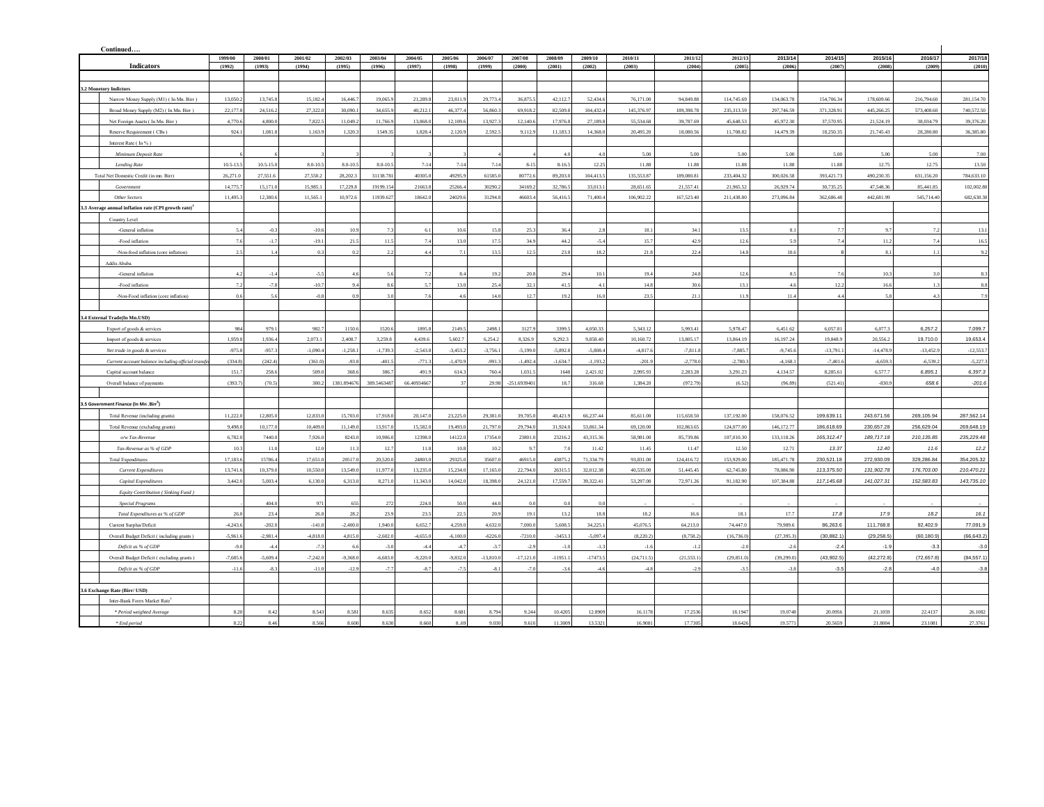Continued….

| Indicators | 1999/00 (1992) | 2000/01 (1993) | 2001/02 (1994) | 2002/03 (1995) | 2003/04 (1996) | 2004/05 (1997) | 2005/06 (1998) | 2006/07 (1999) | 2007/08 (2000) | 2008/09 (2001) | 2009/10 (2002) | 2010/11 (2003) | 2011/12 (2004) | 2012/13 (2005) | 2013/14 (2006) | 2014/15 (2007) | 2015/16 (2008) | 2016/17 (2009) | 2017/18 (2010) |
|---|---|---|---|---|---|---|---|---|---|---|---|---|---|---|---|---|---|---|---|
| **3.2 Monetory Indictors** | | | | | | | | | | | | | | | | | | | |
| Narrow Money Supply (M1) ( In Mn. Birr ) | 13,050.2 | 13,745.8 | 15,182.4 | 16,446.7 | 19,065.9 | 21,289.8 | 23,811.9 | 29,773.4 | 36,875.5 | 42,112.7 | 52,434.6 | 76,171.00 | 94,849.88 | 114,745.69 | 134,063.78 | 154,706.34 | 178,609.66 | 216,794.60 | 281,154.70 |
| Broad Money Supply (M2) ( In Mn. Birr ) | 22,177.8 | 24,516.2 | 27,322.0 | 30,090.1 | 34,655.9 | 40,212.1 | 46,377.4 | 56,860.3 | 69,918.2 | 82,509.8 | 104,432.4 | 145,376.97 | 189,398.78 | 235,313.59 | 297,746.59 | 371,328.91 | 445,266.25 | 573,408.60 | 740,572.50 |
| Net Foreign Assets ( In Mn. Birr ) | 4,770.6 | 4,800.0 | 7,822.5 | 11,049.2 | 11,766.9 | 13,868.0 | 12,109.6 | 13,927.3 | 12,140.6 | 17,976.8 | 27,189.8 | 55,534.68 | 39,787.69 | 45,648.53 | 45,972.30 | 37,570.95 | 21,524.19 | 38,034.79 | 39,376.20 |
| Reserve Requirement ( CBs ) | 924.1 | 1,081.8 | 1,163.9 | 1,320.3 | 1549.35 | 1,828.4 | 2,120.9 | 2,592.5 | 9,112.9 | 11,183.3 | 14,368.0 | 20,495.20 | 18,080.56 | 11,708.82 | 14,479.39 | 18,250.35 | 21,745.43 | 28,280.80 | 36,385.80 |
| Interest Rate ( In % ) | | | | | | | | | | | | | | | | | | | |
| *Minimum Deposit Rate* | 6 | 6 | 3 | 3 | 3 | 3 | 3 | 4 | 4 | 4.0 | 4.0 | 5.00 | 5.00 | 5.00 | 5.00 | 5.00 | 5.00 | 5.00 | 7.00 |
| *Lending Rate* | 10.5-13.5 | 10.5-15.0 | 8.0-10.5 | 8.0-10.5 | 8.0-10.5 | 7-14 | 7-14 | 7-14 | 8-15 | 8-16.5 | 12.25 | 11.88 | 11.88 | 11.88 | 11.88 | 11.88 | 12.75 | 12.75 | 13.50 |
| Total Net Domestic Credit (in mn. Birr) | 26,271.0 | 27,551.6 | 27,550.2 | 28,202.3 | 31138.781 | 40305.8 | 49295.9 | 61585.0 | 80772.6 | 89,203.0 | 104,413.5 | 135,553.87 | 189,080.81 | 233,404.32 | 300,026.58 | 393,421.73 | 490,230.35 | 631,156.20 | 784,633.10 |
| *Government* | 14,775.7 | 15,171.0 | 15,985.1 | 17,229.8 | 19199.154 | 21663.8 | 25266.4 | 30290.2 | 34169.2 | 32,786.5 | 33,013.1 | 28,651.65 | 21,557.41 | 21,965.52 | 26,929.74 | 30,735.25 | 47,548.36 | 85,441.85 | 102,002.80 |
| *Other Sectors* | 11,495.3 | 12,380.6 | 11,565.1 | 10,972.6 | 11939.627 | 18642.0 | 24029.6 | 31294.8 | 46603.4 | 56,416.5 | 71,400.4 | 106,902.22 | 167,523.40 | 211,438.80 | 273,096.84 | 362,686.48 | 442,681.99 | 545,714.40 | 682,630.30 |
| **3.3 Average annual inflation rate (CPI growth rate)[1]** | | | | | | | | | | | | | | | | | | | |
| Country Level | | | | | | | | | | | | | | | | | | | |
| -General inflation | 5.4 | -0.3 | -10.6 | 10.9 | 7.3 | 6.1 | 10.6 | 15.8 | 25.3 | 36.4 | 2.8 | 18.1 | 34.1 | 13.5 | 8.1 | 7.7 | 9.7 | 7.2 | 13.1 |
| -Food inflation | 7.6 | -1.7 | -19.1 | 21.5 | 11.5 | 7.4 | 13.0 | 17.5 | 34.9 | 44.2 | -5.4 | 15.7 | 42.9 | 12.6 | 5.9 | 7.4 | 11.2 | 7.4 | 16.5 |
| -Non-food inflation (core inflation) | 2.5 | 1.4 | 0.3 | 0.2 | 2.2 | 4.4 | 7.1 | 13.5 | 12.5 | 23.8 | 18.2 | 21.8 | 22.4 | 14.8 | 10.6 | 8 | 8.1 | 1.1 | 9.2 |
| Addis Ababa | | | | | | | | | | | | | | | | | | | |
| -General inflation | 4.2 | -1.4 | -5.5 | 4.6 | 5.6 | 7.2 | 8.4 | 19.2 | 20.8 | 29.4 | 10.1 | 19.4 | 24.8 | 12.6 | 8.5 | 7.6 | 10.3 | 3.0 | 8.3 |
| -Food inflation | 7.2 | -7.8 | -10.7 | 9.4 | 8.6 | 5.7 | 13.0 | 25.4 | 32.1 | 41.5 | 4.1 | 14.8 | 30.6 | 13.1 | 4.6 | 12.2 | 16.6 | 1.3 | 8.8 |
| -Non-Food inflation (core inflation) | 0.6 | 5.6 | -0.8 | 0.9 | 3.0 | 7.6 | 4.6 | 14.0 | 12.7 | 19.2 | 16.0 | 23.5 | 21.1 | 11.9 | 11.4 | 4.4 | 5.8 | 4.3 | 7.9 |
| **3.4 External Trade(In Mn.USD)** | | | | | | | | | | | | | | | | | | | |
| Export of goods & services | 984 | 979.1 | 982.7 | 1150.6 | 1520.6 | 1895.8 | 2149.5 | 2498.1 | 3127.9 | 3399.5 | 4,050.33 | 5,343.12 | 5,993.41 | 5,978.47 | 6,451.62 | 6,057.81 | 6,077.3 | 6,257.2 | 7,099.7 |
| Import of goods & services | 1,959.8 | 1,936.4 | 2,073.1 | 2,408.7 | 3,259.8 | 4,439.6 | 5,602.7 | 6,254.2 | 8,326.9 | 9,292.3 | 9,858.40 | 10,160.72 | 13,805.17 | 13,864.19 | 16,197.24 | 19,848.9 | 20,556.2 | 19,710.0 | 19,653.4 |
| *Net trade in goods & services* | -975.8 | -957.3 | -1,090.4 | -1,258.1 | -1,739.3 | -2,543.8 | -3,453.2 | -3,756.1 | -5,199.0 | -5,892.8 | -5,808.4 | -4,817.6 | -7,811.8 | -7,885.7 | -9,745.6 | -13,791.1 | -14,478.9 | -13,452.9 | -12,553.7 |
| *Current account balance including official transfe* | (334.8) | (242.4) | (361.0) | -93.8 | -401.5 | -771.3 | -1,470.9 | -991.3 | -1,492.4 | -1,634.7 | -1,193.2 | -201.9 | -2,778.0 | -2,780.3 | -4,168.1 | -7,401.6 | -6,659.3 | -6,539.2 | -5,227.3 |
| Capital account balance | 151.7 | 258.6 | 509.0 | 368.6 | 386.7 | 491.9 | 614.3 | 760.4 | 1,031.5 | 1648 | 2,421.02 | 2,995.93 | 2,283.28 | 3,291.23 | 4,134.57 | 8,285.61 | 6,577.7 | 6,895.1 | 6,397.3 |
| Overall balance of payments | (393.7) | (70.5) | 300.2 | 1381.894676 | 389.5463487 | 66.40934667 | 37 | 29.98 | -251.6939401 | 18.7 | 316.68 | 1,384.20 | (972.79) | (6.52) | (96.89) | (521.41) | -830.9 | 658.6 | -201.6 |
| **3.5 Government Finance (In Mn .Birr[2])** | | | | | | | | | | | | | | | | | | | |
| Total Revenue (including grants) | 11,222.0 | 12,805.0 | 12,833.0 | 15,703.0 | 17,918.0 | 20,147.0 | 23,225.0 | 29,381.0 | 39,705.0 | 40,421.9 | 66,237.44 | 85,611.00 | 115,658.50 | 137,192.00 | 158,076.52 | 199,639.11 | 243,671.56 | 269,105.94 | 287,562.14 |
| Total Revenue (excluding grants) | 9,498.0 | 10,177.0 | 10,409.0 | 11,149.0 | 13,917.0 | 15,582.0 | 19,493.0 | 21,797.0 | 29,794.0 | 31,924.0 | 53,861.34 | 69,120.00 | 102,863.65 | 124,077.00 | 146,172.77 | 186,618.69 | 230,657.28 | 256,629.04 | 269,648.19 |
| *o/w Tax-Revenue* | 6,782.0 | 7440.0 | 7,926.0 | 8243.0 | 10,906.0 | 12398.0 | 14122.0 | 17354.0 | 23801.0 | 23216.2 | 43,315.36 | 58,981.00 | 85,739.86 | 107,010.30 | 133,118.26 | 165,312.47 | 189,717.18 | 210,135.85 | 235,229.48 |
| *Tax-Revenue as % of GDP* | 10.3 | 11.0 | 12.0 | 11.3 | 12.7 | 11.8 | 10.8 | 10.2 | 9.7 | 7.0 | 11.42 | 11.45 | 11.47 | 12.50 | 12.71 | 13.37 | 12.40 | 11.6 | 12.2 |
| Total Expenditures | 17,183.6 | 15786.4 | 17,651.0 | 20517.0 | 20,520.0 | 24803.0 | 29325.0 | 35607.0 | 46915.0 | 43875.2 | 71,334.79 | 93,831.00 | 124,416.72 | 153,929.00 | 185,471.78 | 230,521.18 | 272,930.09 | 329,286.84 | 354,205.32 |
| *Current Expenditures* | 13,741.6 | 10,379.0 | 10,550.0 | 13,549.0 | 11,977.0 | 13,235.0 | 15,234.0 | 17,165.0 | 22,794.0 | 26315.5 | 32,012.38 | 40,535.00 | 51,445.45 | 62,745.80 | 78,086.90 | 113,375.50 | 131,902.78 | 176,703.00 | 210,470.21 |
| *Capital Expenditures* | 3,442.0 | 5,003.4 | 6,130.0 | 6,313.0 | 8,271.0 | 11,343.0 | 14,042.0 | 18,398.0 | 24,121.0 | 17,559.7 | 39,322.41 | 53,297.00 | 72,971.26 | 91,182.90 | 107,384.88 | 117,145.68 | 141,027.31 | 152,583.83 | 143,735.10 |
| *Equity Contribution ( Sinking Fund )* | | | | | | | | | | | | | | | | | | | |
| *Special Programs* | - | 404.0 | 971 | 655 | 272 | 224.0 | 50.0 | 44.0 | 0.0 | 0.0 | 0.0 | - | - | - | - | - | - | - | - |
| *Total Expenditures as % of GDP* | 26.0 | 23.4 | 26.8 | 28.2 | 23.9 | 23.5 | 22.5 | 20.9 | 19.1 | 13.2 | 18.8 | 18.2 | 16.6 | 18.1 | 17.7 | 17.8 | 17.9 | 18.2 | 16.1 |
| Current Surplus/Deficit | -4,243.6 | -202.0 | -141.0 | -2,400.0 | 1,940.0 | 6,652.7 | 4,259.0 | 4,632.0 | 7,000.0 | 5,608.5 | 34,225.1 | 45,076.5 | 64,213.0 | 74,447.0 | 79,989.6 | 86,263.6 | 111,768.8 | 92,402.9 | 77,091.9 |
| Overall Budget Deficit ( including grants ) | -5,961.6 | -2,981.4 | -4,818.0 | 4,815.0 | -2,602.0 | -4,655.0 | -6,100.0 | -6226.0 | -7210.0 | -3453.3 | -5,097.4 | (8,220.2) | (8,758.2) | (16,736.0) | (27,395.3) | (30,882.1) | (29,258.5) | (60,180.9) | (66,643.2) |
| *Deficit as % of GDP* | -9.0 | -4.4 | -7.3 | 6.6 | -3.0 | -4.4 | -4.7 | -3.7 | -2.9 | -1.0 | -1.3 | -1.6 | -1.2 | -2.0 | -2.6 | -2.4 | -1.9 | -3.3 | -3.0 |
| Overall Budget Deficit ( excluding grants ) | -7,685.6 | -5,609.4 | -7,242.0 | -9,368.0 | -6,603.0 | -9,220.0 | -9,832.0 | -13,810.0 | -17,121.0 | -11951.1 | -17473.5 | (24,711.5) | (21,553.1) | (29,851.0) | (39,299.0) | (43,902.5) | (42,272.8) | (72,657.8) | (84,557.1) |
| *Deficit as % of GDP* | -11.6 | -8.3 | -11.0 | -12.9 | -7.7 | -8.7 | -7.5 | -8.1 | -7.0 | -3.6 | -4.6 | -4.8 | -2.9 | -3.5 | -3.8 | -3.5 | -2.8 | -4.0 | -3.8 |
| **3.6 Exchange Rate (Birr/ USD)** | | | | | | | | | | | | | | | | | | | |
| Inter-Bank Forex Market Rate[3] | | | | | | | | | | | | | | | | | | | |
| * *Period weighted Average* | 8.20 | 8.42 | 8.543 | 8.581 | 8.635 | 8.652 | 8.681 | 8.794 | 9.244 | 10.4205 | 12.8909 | 16.1178 | 17.2536 | 18.1947 | 19.0748 | 20.0956 | 21.1059 | 22.4137 | 26.1082 |
| * *End period* | 8.22 | 8.46 | 8.566 | 8.600 | 8.630 | 8.660 | 8..69 | 9.030 | 9.610 | 11.3009 | 13.5321 | 16.9081 | 17.7305 | 18.6426 | 19.5771 | 20.5659 | 21.8004 | 23.1081 | 27.3761 |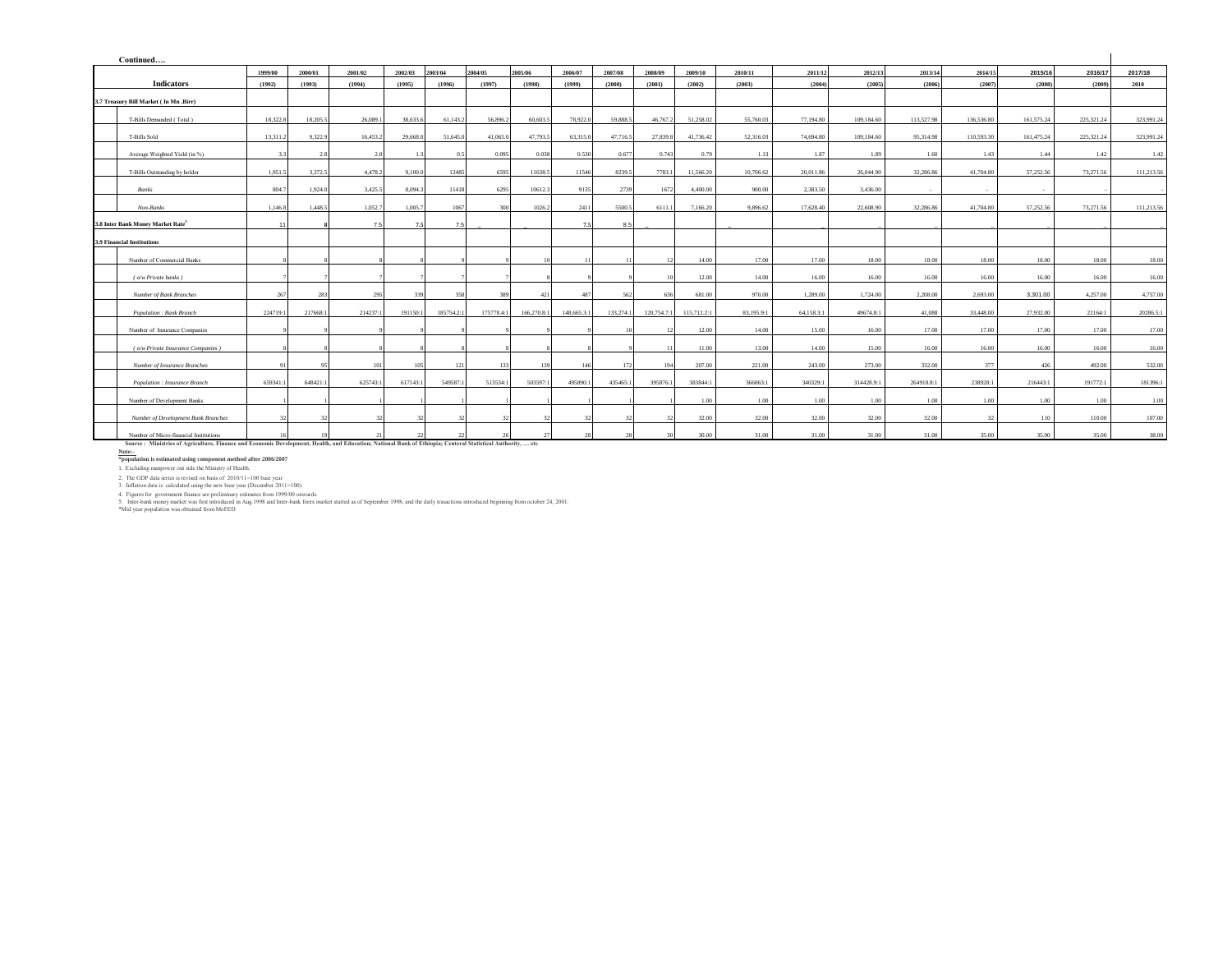**Continued….**

| Indicators | 1999/00 (1992) | 2000/01 (1993) | 2001/02 (1994) | 2002/03 (1995) | 2003/04 (1996) | 2004/05 (1997) | 2005/06 (1998) | 2006/07 (1999) | 2007/08 (2000) | 2008/09 (2001) | 2009/10 (2002) | 2010/11 (2003) | 2011/12 (2004) | 2012/13 (2005) | 2013/14 (2006) | 2014/15 (2007) | 2015/16 (2008) | 2016/17 (2009) | 2017/18 2010 |
|---|---|---|---|---|---|---|---|---|---|---|---|---|---|---|---|---|---|---|---|
| **3.7 Treasury Bill Market ( In Mn .Birr)** | | | | | | | | | | | | | | | | | | | |
| T-Bills Demanded ( Total ) | 18,322.8 | 18,205.5 | 26,089.1 | 38,633.6 | 61,143.2 | 56,896.2 | 60,603.5 | 78,922.0 | 59,888.5 | 46,767.2 | 51,258.02 | 55,760.03 | 77,194.80 | 109,184.60 | 113,527.98 | 136,536.80 | 161,575.24 | 225,321.24 | 323,991.24 |
| T-Bills Sold | 13,311.2 | 9,322.9 | 16,453.2 | 29,668.0 | 51,645.0 | 41,065.0 | 47,793.5 | 63,315.0 | 47,716.5 | 27,839.8 | 41,736.42 | 52,316.03 | 74,694.80 | 109,184.60 | 95,314.98 | 110,593.30 | 161,475.24 | 225,321.24 | 323,991.24 |
| Average Weighted Yield (in %) | 3.3 | 2.8 | 2.0 | 1.3 | 0.5 | 0.095 | 0.038 | 0.530 | 0.677 | 0.743 | 0.79 | 1.13 | 1.87 | 1.89 | 1.60 | 1.43 | 1.44 | 1.42 | 1.42 |
| T-Bills Outstanding by holder | 1,951.5 | 3,372.5 | 4,478.2 | 9,100.0 | 12485 | 6595 | 11638.5 | 11546 | 8239.5 | 7783.1 | 11,566.20 | 10,706.62 | 20,011.86 | 26,044.90 | 32,286.86 | 41,704.80 | 57,252.56 | 73,271.56 | 111,213.56 |
| *Banks* | 804.7 | 1,924.0 | 3,425.5 | 8,094.3 | 11418 | 6295 | 10612.3 | 9135 | 2739 | 1672 | 4,400.00 | 900.00 | 2,383.50 | 3,436.00 | - | - | - | - | - |
| *Non-Banks* | 1,146.8 | 1,448.5 | 1,052.7 | 1,005.7 | 1067 | 300 | 1026.2 | 2411 | 5500.5 | 6111.1 | 7,166.20 | 9,806.62 | 17,628.40 | 22,608.90 | 32,286.86 | 41,704.80 | 57,252.56 | 73,271.56 | 111,213.56 |
| **3.8 Inter Bank Money Market Rate**[5] | 11 | 8 | 7.5 | 7.5 | 7.5 | _ | _ | 7.5 | 8.5 | _ | | _ | _ | _ | _ | _ | _ | _ | _ |
| **3.9 Financial Institutions** | | | | | | | | | | | | | | | | | | | |
| Number of Commercial Banks | 8 | 8 | 8 | 8 | 9 | 9 | 10 | 11 | 11 | 12 | 14.00 | 17.00 | 17.00 | 18.00 | 18.00 | 18.00 | 18.00 | 18.00 | 18.00 |
| *( o/w Private banks )* | 7 | 7 | 7 | 7 | 7 | 7 | 8 | 9 | 9 | 10 | 12.00 | 14.00 | 16.00 | 16.00 | 16.00 | 16.00 | 16.00 | 16.00 | 16.00 |
| *Number of Bank Branches* | 267 | 283 | 295 | 339 | 358 | 389 | 421 | 487 | 562 | 636 | 681.00 | 970.00 | 1,289.00 | 1,724.00 | 2,208.00 | 2,693.00 | 3,301.00 | 4,257.00 | 4,757.00 |
| *Population : Bank Branch* | 224719:1 | 217668:1 | 214237:1 | 191150:1 | 185754.2:1 | 175778.4:1 | 166,270.8:1 | 148,665.3:1 | 133,274:1 | 120,754.7:1 | 115,712.2:1 | 83,195.9:1 | 64,158.3:1 | 49674.8:1 | 41,088 | 33,448.00 | 27,932.00 | 22164:1 | 20286.5:1 |
| Number of Insurance Companies | 9 | 9 | 9 | 9 | 9 | 9 | 9 | 9 | 10 | 12 | 12.00 | 14.00 | 15.00 | 16.00 | 17.00 | 17.00 | 17.00 | 17.00 | 17.00 |
| *( o/w Private Insurance Companies )* | 8 | 8 | 8 | 8 | 8 | 8 | 8 | 8 | 9 | 11 | 11.00 | 13.00 | 14.00 | 15.00 | 16.00 | 16.00 | 16.00 | 16.00 | 16.00 |
| *Number of Insurance Branches* | 91 | 95 | 101 | 105 | 121 | 133 | 139 | 146 | 172 | 194 | 207.00 | 221.00 | 243.00 | 273.00 | 332.00 | 377 | 426 | 492.00 | 532.00 |
| *Population : Insurance Branch* | 659341:1 | 648421:1 | 625743:1 | 617143:1 | 549587:1 | 513534:1 | 503597:1 | 495890:1 | 435465:1 | 395876:1 | 383844:1 | 366063:1 | 340329:1 | 314428.9:1 | 264918.8:1 | 238928:1 | 216443:1 | 191772:1 | 181396:1 |
| Number of Development Banks | 1 | 1 | 1 | 1 | 1 | 1 | 1 | 1 | 1 | 1 | 1.00 | 1.00 | 1.00 | 1.00 | 1.00 | 1.00 | 1.00 | 1.00 | 1.00 |
| *Number of Development Bank Branches* | 32 | 32 | 32 | 32 | 32 | 32 | 32 | 32 | 32 | 32 | 32.00 | 32.00 | 32.00 | 32.00 | 32.00 | 32 | 110 | 110.00 | 107.00 |
| Number of Micro-financial Institutions | 16 | 19 | 21 | 22 | 22 | 26 | 27 | 28 | 28 | 30 | 30.00 | 31.00 | 31.00 | 31.00 | 31.00 | 35.00 | 35.00 | 35.00 | 38.00 |

**Source : Ministries of Agriculture, Finance and Economic Development, Health, and Education; National Bank of Ethiopia; Centeral Statistical Authority, … etc**

**Note:-**

**\*population is estimated using component method after 2006/2007**

1. Excluding manpower out side the Ministry of Health.
2. The GDP data series is revised on basis of 2010/11=100 base year
3. Inflation data is calculated using the new base year (December 2011=100)
4. Figures for government finance are preliminary estimates from 1999/00 onwards.
5. Inter-bank money market was first introduced in Aug.1998 and Inter-bank forex market started as of September 1998, and the daily trasactions introduced beginning from october 24, 2001.

*Mid year population was obtained from MoFED